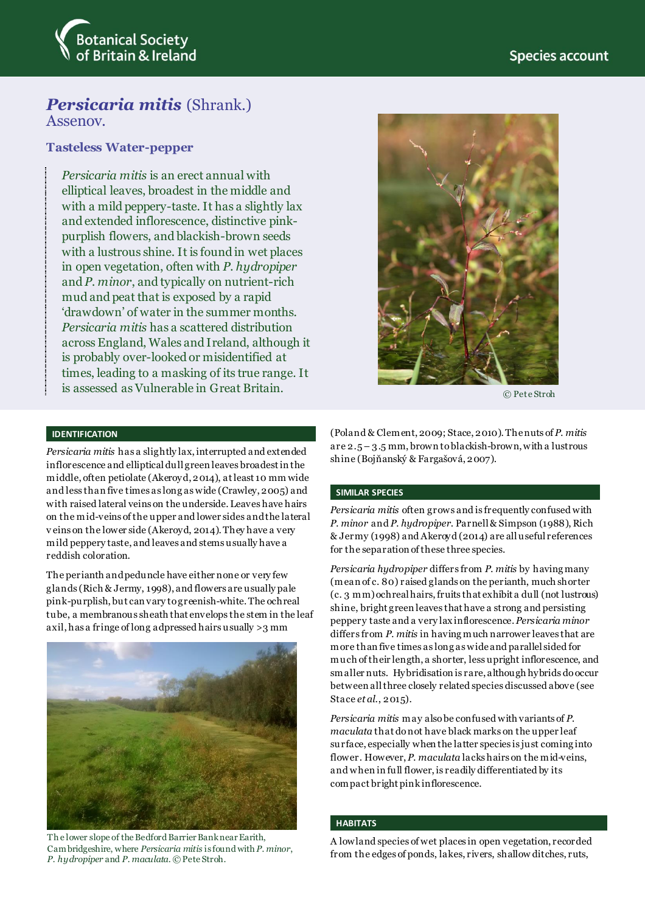# *Persicaria mitis* (Shrank.) Assenov.

## Tasteless Water-pepper

*Persicaria mitis* is an erect annual with elliptical leaves, broadest in the middle and with a mild peppery-taste. It has a slightly lax and extended inflorescence, distinctive pink-purplish flowers, and blackish-brown seeds with a lustrous shine. It is found in wet places in open vegetation, often with *P. hydropiper* and *P. minor*, and typically on nutrient-rich mud and peat that is exposed by a rapid 'drawdown' of water in the summer months. *Persicaria mitis* has a scattered distribution across England, Wales and Ireland, although it is probably over-looked or misidentified at times, leading to a masking of its true range. It is assessed as Vulnerable in Great Britain.

© Pete Stroh

## IDENTIFICATION

*Persicaria mitis* has a slightly lax, interrupted and extended inflorescence and elliptical dull green leaves broadest in the middle, often petiolate (Akeroyd, 2014), at least 10 mm wide and less than five times as long as wide (Crawley, 2005) and with raised lateral veins on the underside. Leaves have hairs on the mid-veins of the upper and lower sides and the lateral veins on the lower side (Akeroyd, 2014). They have a very mild peppery taste, and leaves and stems usually have a reddish coloration.

The perianth and peduncle have either none or very few glands (Rich & Jermy, 1998), and flowers are usually pale pink-purplish, but can vary to greenish-white. The ochreal tube, a membranous sheath that envelops the stem in the leaf axil, has a fringe of long adpressed hairs usually >3 mm (Poland & Clement, 2009; Stace, 2010). The nuts of *P. mitis* are 2.5 – 3.5 mm, brown to blackish-brown, with a lustrous shine (Bojňanský & Fargašová, 2007).

The lower slope of the Bedford Barrier Bank near Earith, Cambridgeshire, where *Persicaria mitis* is found with *P. minor*, *P. hydropiper* and *P. maculata*. © Pete Stroh.

## SIMILAR SPECIES

*Persicaria mitis* often grows and is frequently confused with *P. minor* and *P. hydropiper*. Parnell & Simpson (1988), Rich & Jermy (1998) and Akeroyd (2014) are all useful references for the separation of these three species.

*Persicaria hydropiper* differs from *P. mitis* by having many (mean of c. 80) raised glands on the perianth, much shorter (c. 3 mm) ochreal hairs, fruits that exhibit a dull (not lustrous) shine, bright green leaves that have a strong and persisting peppery taste and a very lax inflorescence. *Persicaria minor* differs from *P. mitis* in having much narrower leaves that are more than five times as long as wide and parallel sided for much of their length, a shorter, less upright inflorescence, and smaller nuts. Hybridisation is rare, although hybrids do occur between all three closely related species discussed above (see Stace *et al.*, 2015).

*Persicaria mitis* may also be confused with variants of *P. maculata* that do not have black marks on the upper leaf surface, especially when the latter species is just coming into flower. However, *P. maculata* lacks hairs on the mid-veins, and when in full flower, is readily differentiated by its compact bright pink inflorescence.

## HABITATS

A lowland species of wet places in open vegetation, recorded from the edges of ponds, lakes, rivers, shallow ditches, ruts,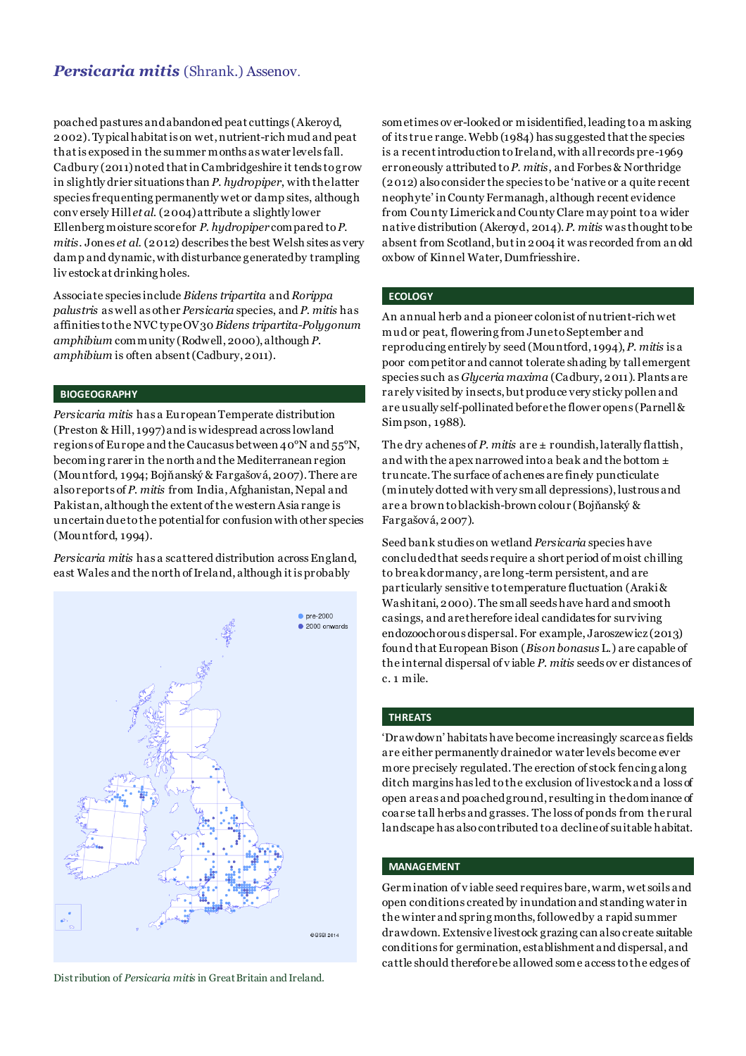poached pastures and abandoned peat cuttings (Akeroyd, 2002). Typical habitat is on wet, nutrient-rich mud and peat that is exposed in the summer months as water levels fall. Cadbury (2011) noted that in Cambridgeshire it tends to grow in slightly drier situations than *P. hydropiper*, with the latter species frequenting permanently wet or damp sites, although conversely Hill *et al.* (2004) attribute a slightly lower Ellenberg moisture score for *P. hydropiper* compared to *P. mitis*. Jones *et al.* (2012) describes the best Welsh sites as very damp and dynamic, with disturbance generated by trampling livestock at drinking holes.

Associate species include *Bidens tripartita* and *Rorippa palustris* as well as other *Persicaria* species, and *P. mitis* has affinities to the NVC type OV30 *Bidens tripartita-Polygonum amphibium* community (Rodwell, 2000), although *P. amphibium* is often absent (Cadbury, 2011).

## BIOGEOGRAPHY

*Persicaria mitis* has a European Temperate distribution (Preston & Hill, 1997) and is widespread across lowland regions of Europe and the Caucasus between 40°N and 55°N, becoming rarer in the north and the Mediterranean region (Mountford, 1994; Bojňanský & Fargašová, 2007). There are also reports of *P. mitis* from India, Afghanistan, Nepal and Pakistan, although the extent of the western Asia range is uncertain due to the potential for confusion with other species (Mountford, 1994).

*Persicaria mitis* has a scattered distribution across England, east Wales and the north of Ireland, although it is probably sometimes over-looked or misidentified, leading to a masking of its true range. Webb (1984) has suggested that the species is a recent introduction to Ireland, with all records pre-1969 erroneously attributed to *P. mitis*, and Forbes & Northridge (2012) also consider the species to be 'native or a quite recent neophyte' in County Fermanagh, although recent evidence from County Limerick and County Clare may point to a wider native distribution (Akeroyd, 2014). *P. mitis* was thought to be absent from Scotland, but in 2004 it was recorded from an old oxbow of Kinnel Water, Dumfriesshire.

Distribution of *Persicaria mitis* in Great Britain and Ireland.

## ECOLOGY

An annual herb and a pioneer colonist of nutrient-rich wet mud or peat, flowering from June to September and reproducing entirely by seed (Mountford, 1994), *P. mitis* is a poor competitor and cannot tolerate shading by tall emergent species such as *Glyceria maxima* (Cadbury, 2011). Plants are rarely visited by insects, but produce very sticky pollen and are usually self-pollinated before the flower opens (Parnell & Simpson, 1988).

The dry achenes of *P. mitis* are ± roundish, laterally flattish, and with the apex narrowed into a beak and the bottom ± truncate. The surface of achenes are finely puncticulate (minutely dotted with very small depressions), lustrous and are a brown to blackish-brown colour (Bojňanský & Fargašová, 2007).

Seed bank studies on wetland *Persicaria* species have concluded that seeds require a short period of moist chilling to break dormancy, are long-term persistent, and are particularly sensitive to temperature fluctuation (Araki & Washitani, 2000). The small seeds have hard and smooth casings, and are therefore ideal candidates for surviving endozoochorous dispersal. For example, Jaroszewicz (2013) found that European Bison (*Bison bonasus* L.) are capable of the internal dispersal of viable *P. mitis* seeds over distances of c. 1 mile.

## THREATS

'Drawdown' habitats have become increasingly scarce as fields are either permanently drained or water levels become ever more precisely regulated. The erection of stock fencing along ditch margins has led to the exclusion of livestock and a loss of open areas and poached ground, resulting in the dominance of coarse tall herbs and grasses. The loss of ponds from the rural landscape has also contributed to a decline of suitable habitat.

## MANAGEMENT

Germination of viable seed requires bare, warm, wet soils and open conditions created by inundation and standing water in the winter and spring months, followed by a rapid summer drawdown. Extensive livestock grazing can also create suitable conditions for germination, establishment and dispersal, and cattle should therefore be allowed some access to the edges of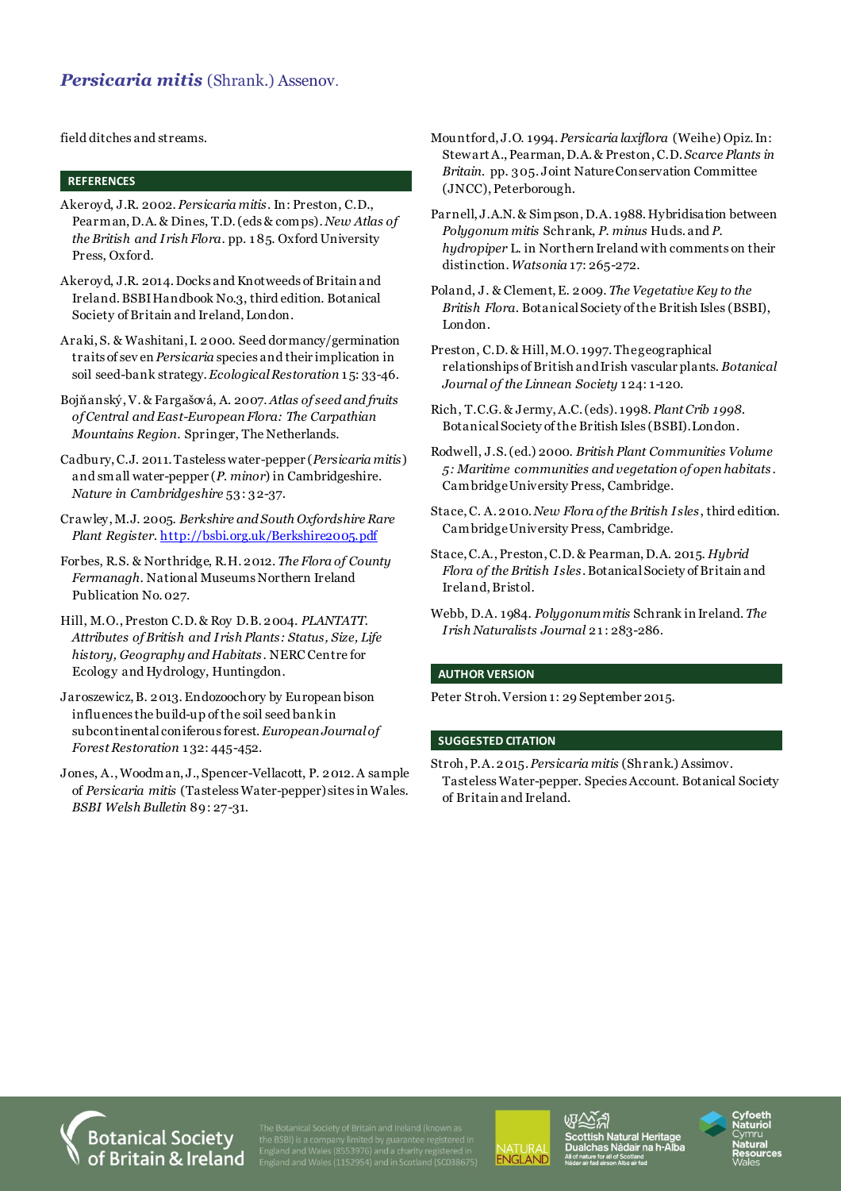field ditches and streams.

## REFERENCES

Akeroyd, J.R. 2002. *Persicaria mitis*. In: Preston, C.D., Pearman, D.A. & Dines, T.D. (eds & comps). *New Atlas of the British and Irish Flora*. pp. 185. Oxford University Press, Oxford.

Akeroyd, J.R. 2014. Docks and Knotweeds of Britain and Ireland. BSBI Handbook No.3, third edition. Botanical Society of Britain and Ireland, London.

Araki, S. & Washitani, I. 2000. Seed dormancy/germination traits of seven *Persicaria* species and their implication in soil seed-bank strategy. *Ecological Restoration* 15: 33-46.

Bojňanský, V. & Fargašová, A. 2007. *Atlas of seed and fruits of Central and East-European Flora: The Carpathian Mountains Region*. Springer, The Netherlands.

Cadbury, C.J. 2011. Tasteless water-pepper (*Persicaria mitis*) and small water-pepper (*P. minor*) in Cambridgeshire. *Nature in Cambridgeshire* 53: 32-37.

Crawley, M.J. 2005. *Berkshire and South Oxfordshire Rare Plant Register*. http://bsbi.org.uk/Berkshire2005.pdf

Forbes, R.S. & Northridge, R.H. 2012. *The Flora of County Fermanagh*. National Museums Northern Ireland Publication No. 027.

Hill, M.O., Preston C.D. & Roy D.B. 2004. *PLANTATT. Attributes of British and Irish Plants: Status, Size, Life history, Geography and Habitats*. NERC Centre for Ecology and Hydrology, Huntingdon.

Jaroszewicz, B. 2013. Endozoochory by European bison influences the build-up of the soil seed bank in subcontinental coniferous forest. *European Journal of Forest Restoration* 132: 445-452.

Jones, A., Woodman, J., Spencer-Vellacott, P. 2012. A sample of *Persicaria mitis* (Tasteless Water-pepper) sites in Wales. *BSBI Welsh Bulletin* 89: 27-31.

Mountford, J.O. 1994. *Persicaria laxiflora* (Weihe) Opiz. In: Stewart A., Pearman, D.A. & Preston, C.D. *Scarce Plants in Britain*. pp. 305. Joint Nature Conservation Committee (JNCC), Peterborough.

Parnell, J.A.N. & Simpson, D.A. 1988. Hybridisation between *Polygonum mitis* Schrank, *P. minus* Huds. and *P. hydropiper* L. in Northern Ireland with comments on their distinction. *Watsonia* 17: 265-272.

Poland, J. & Clement, E. 2009. *The Vegetative Key to the British Flora*. Botanical Society of the British Isles (BSBI), London.

Preston, C.D. & Hill, M.O. 1997. The geographical relationships of British and Irish vascular plants. *Botanical Journal of the Linnean Society* 124: 1-120.

Rich, T.C.G. & Jermy, A.C. (eds). 1998. *Plant Crib 1998*. Botanical Society of the British Isles (BSBI). London.

Rodwell, J.S. (ed.) 2000. *British Plant Communities Volume 5: Maritime communities and vegetation of open habitats*. Cambridge University Press, Cambridge.

Stace, C. A. 2010. *New Flora of the British Isles*, third edition. Cambridge University Press, Cambridge.

Stace, C.A., Preston, C.D. & Pearman, D.A. 2015. *Hybrid Flora of the British Isles*. Botanical Society of Britain and Ireland, Bristol.

Webb, D.A. 1984. *Polygonum mitis* Schrank in Ireland. *The Irish Naturalists Journal* 21: 283-286.

## AUTHOR VERSION

Peter Stroh. Version 1: 29 September 2015.

## SUGGESTED CITATION

Stroh, P.A. 2015. *Persicaria mitis* (Shrank.) Assimov. Tasteless Water-pepper. Species Account. Botanical Society of Britain and Ireland.